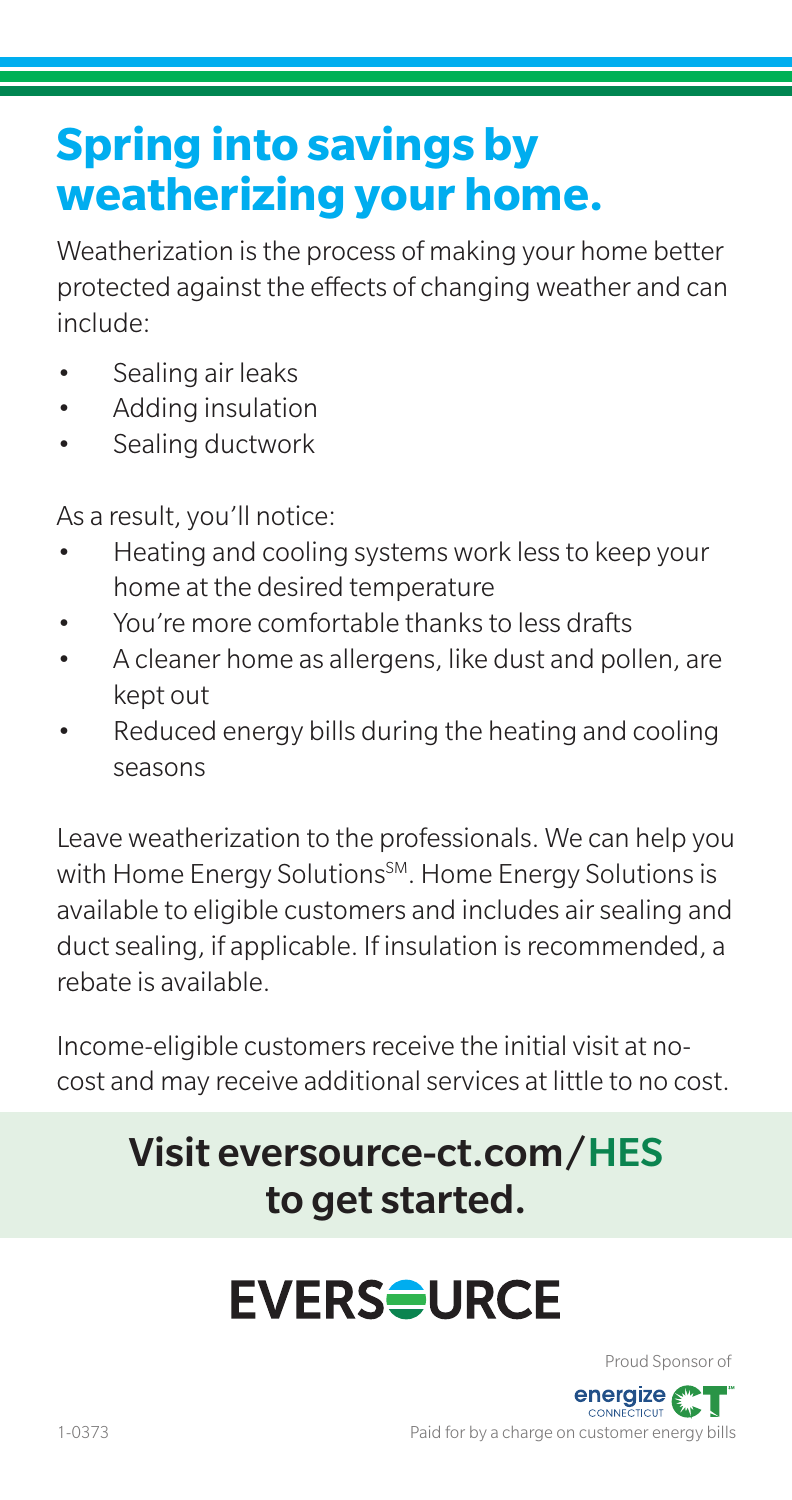# Spring into savings by weatherizing your home.

Weatherization is the process of making your home better protected against the effects of changing weather and can include:

- Sealing air leaks
- Adding insulation
- Sealing ductwork

As a result, you'll notice:

- Heating and cooling systems work less to keep your home at the desired temperature
- You're more comfortable thanks to less drafts
- A cleaner home as allergens, like dust and pollen, are kept out
- Reduced energy bills during the heating and cooling seasons

Leave weatherization to the professionals. We can help you with Home Energy Solutions[SM]. Home Energy Solutions is available to eligible customers and includes air sealing and duct sealing, if applicable. If insulation is recommended, a rebate is available.

Income-eligible customers receive the initial visit at no-cost and may receive additional services at little to no cost.

## Visit eversource-ct.com/HES to get started.

EVERSOURCE

Proud Sponsor of

energize CONNECTICUT

1-0373

Paid for by a charge on customer energy bills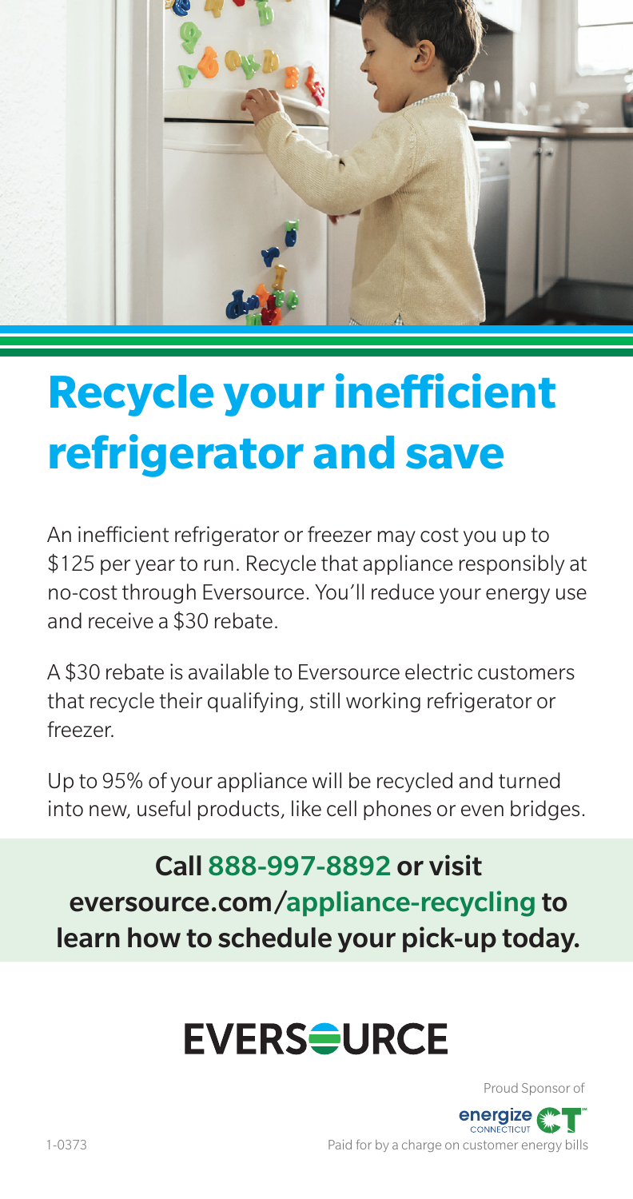# Recycle your inefficient refrigerator and save

An inefficient refrigerator or freezer may cost you up to $125 per year to run. Recycle that appliance responsibly at no-cost through Eversource. You'll reduce your energy use and receive a $30 rebate.

A $30 rebate is available to Eversource electric customers that recycle their qualifying, still working refrigerator or freezer.

Up to 95% of your appliance will be recycled and turned into new, useful products, like cell phones or even bridges.

**Call 888-997-8892 or visit eversource.com/appliance-recycling to learn how to schedule your pick-up today.**

EVERSOURCE

Proud Sponsor of

energize CONNECTICUT

1-0373

Paid for by a charge on customer energy bills